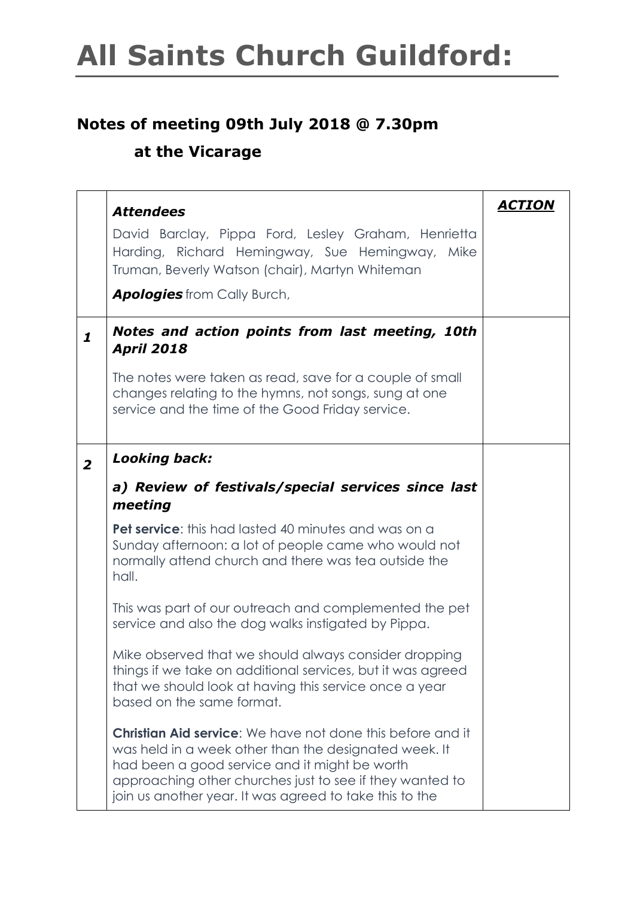# All Saints Church Guildford:

## Notes of meeting 09th July 2018 @ 7.30pm

## at the Vicarage

| | | ***ACTION*** |
|---|---|---|
| | ***Attendees*** <br> David Barclay, Pippa Ford, Lesley Graham, Henrietta Harding, Richard Hemingway, Sue Hemingway, Mike Truman, Beverly Watson (chair), Martyn Whiteman <br> ***Apologies*** from Cally Burch, | |
| ***1*** | ***Notes and action points from last meeting, 10th April 2018*** <br> The notes were taken as read, save for a couple of small changes relating to the hymns, not songs, sung at one service and the time of the Good Friday service. | |
| ***2*** | ***Looking back:*** <br> ***a) Review of festivals/special services since last meeting*** <br> **Pet service**: this had lasted 40 minutes and was on a Sunday afternoon: a lot of people came who would not normally attend church and there was tea outside the hall. <br> This was part of our outreach and complemented the pet service and also the dog walks instigated by Pippa. <br> Mike observed that we should always consider dropping things if we take on additional services, but it was agreed that we should look at having this service once a year based on the same format. <br> **Christian Aid service**: We have not done this before and it was held in a week other than the designated week. It had been a good service and it might be worth approaching other churches just to see if they wanted to join us another year. It was agreed to take this to the | |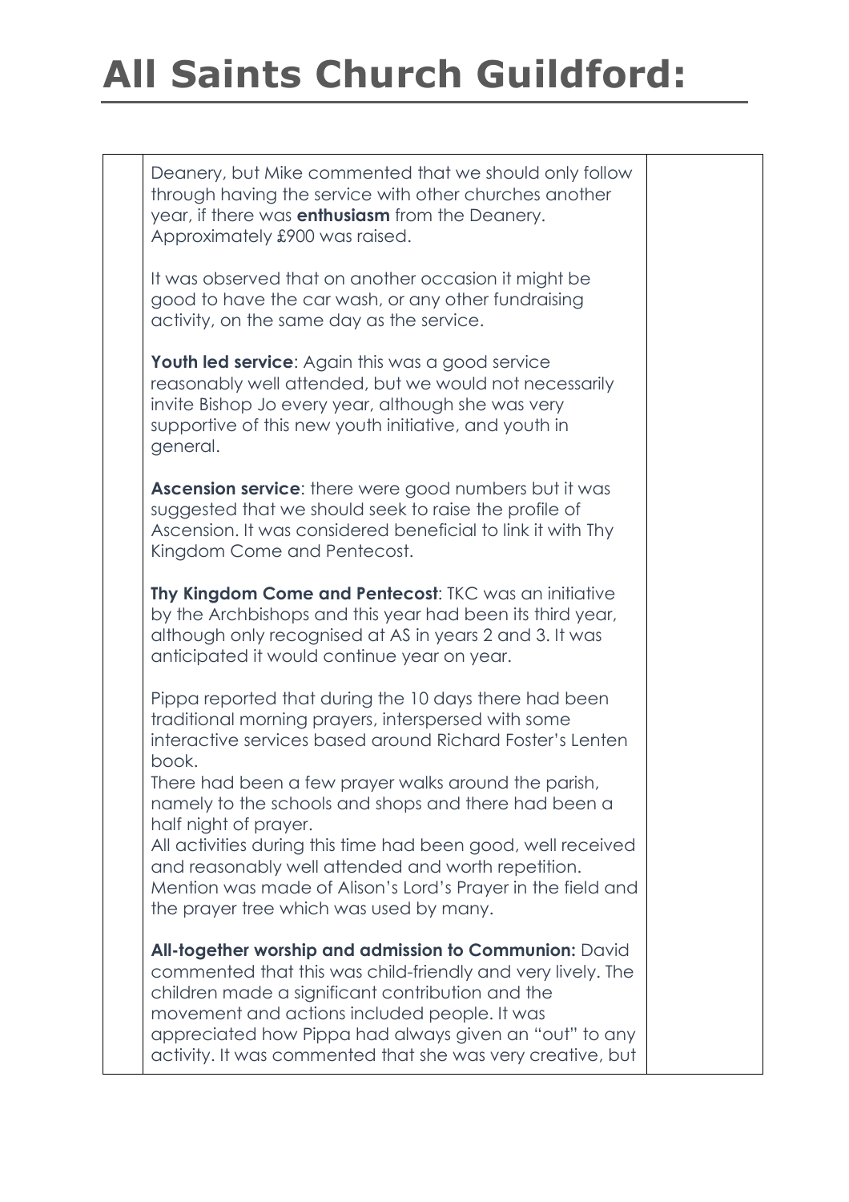# All Saints Church Guildford:

| | | |
|---|---|---|
| | Deanery, but Mike commented that we should only follow through having the service with other churches another year, if there was **enthusiasm** from the Deanery. Approximately £900 was raised.<br><br>It was observed that on another occasion it might be good to have the car wash, or any other fundraising activity, on the same day as the service.<br><br>**Youth led service**: Again this was a good service reasonably well attended, but we would not necessarily invite Bishop Jo every year, although she was very supportive of this new youth initiative, and youth in general.<br><br>**Ascension service**: there were good numbers but it was suggested that we should seek to raise the profile of Ascension. It was considered beneficial to link it with Thy Kingdom Come and Pentecost.<br><br>**Thy Kingdom Come and Pentecost**: TKC was an initiative by the Archbishops and this year had been its third year, although only recognised at AS in years 2 and 3. It was anticipated it would continue year on year.<br><br>Pippa reported that during the 10 days there had been traditional morning prayers, interspersed with some interactive services based around Richard Foster's Lenten book.<br>There had been a few prayer walks around the parish, namely to the schools and shops and there had been a half night of prayer.<br>All activities during this time had been good, well received and reasonably well attended and worth repetition.<br>Mention was made of Alison's Lord's Prayer in the field and the prayer tree which was used by many.<br><br>**All-together worship and admission to Communion:** David commented that this was child-friendly and very lively. The children made a significant contribution and the movement and actions included people. It was appreciated how Pippa had always given an "out" to any activity. It was commented that she was very creative, but | |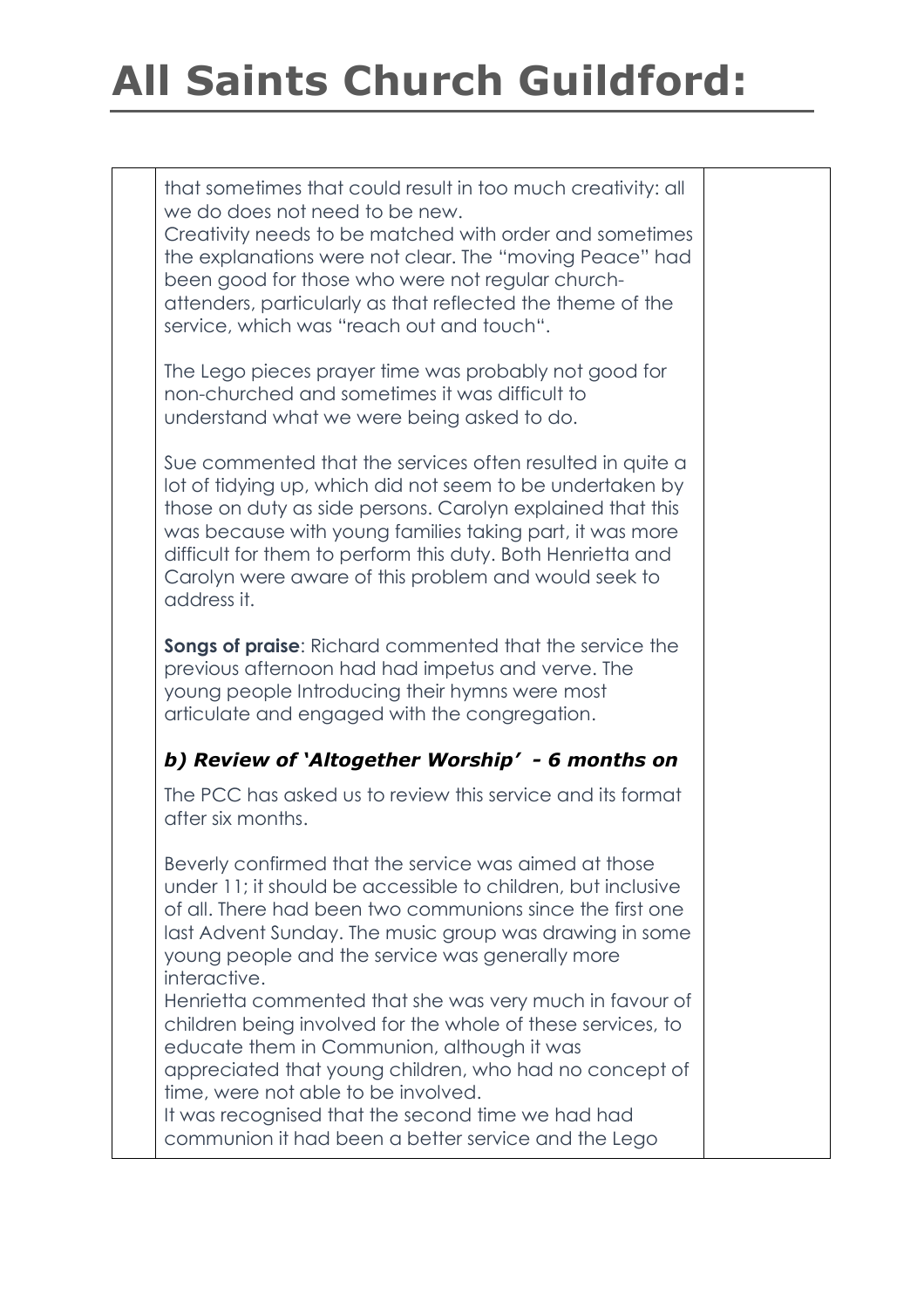that sometimes that could result in too much creativity: all we do does not need to be new.
Creativity needs to be matched with order and sometimes the explanations were not clear. The "moving Peace" had been good for those who were not regular church-attenders, particularly as that reflected the theme of the service, which was "reach out and touch".

The Lego pieces prayer time was probably not good for non-churched and sometimes it was difficult to understand what we were being asked to do.

Sue commented that the services often resulted in quite a lot of tidying up, which did not seem to be undertaken by those on duty as side persons. Carolyn explained that this was because with young families taking part, it was more difficult for them to perform this duty. Both Henrietta and Carolyn were aware of this problem and would seek to address it.

**Songs of praise**: Richard commented that the service the previous afternoon had had impetus and verve. The young people Introducing their hymns were most articulate and engaged with the congregation.

### *b) Review of 'Altogether Worship' - 6 months on*

The PCC has asked us to review this service and its format after six months.

Beverly confirmed that the service was aimed at those under 11; it should be accessible to children, but inclusive of all. There had been two communions since the first one last Advent Sunday. The music group was drawing in some young people and the service was generally more interactive.
Henrietta commented that she was very much in favour of children being involved for the whole of these services, to educate them in Communion, although it was appreciated that young children, who had no concept of time, were not able to be involved.
It was recognised that the second time we had had communion it had been a better service and the Lego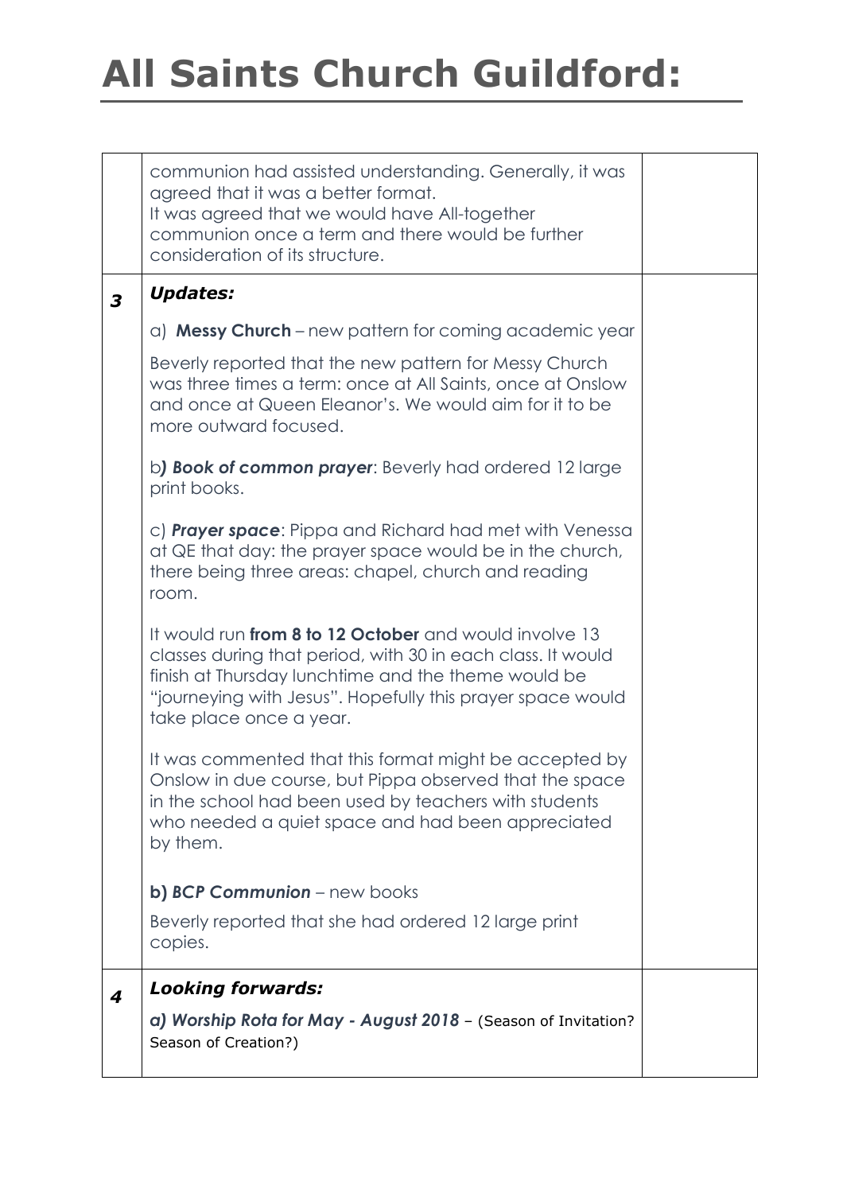# All Saints Church Guildford:

| | | |
|---|---|---|
| | communion had assisted understanding. Generally, it was agreed that it was a better format.<br>It was agreed that we would have All-together communion once a term and there would be further consideration of its structure. | |
| ***3*** | ***Updates:***<br><br>a) **Messy Church** – new pattern for coming academic year<br><br>Beverly reported that the new pattern for Messy Church was three times a term: once at All Saints, once at Onslow and once at Queen Eleanor's. We would aim for it to be more outward focused.<br><br>b***) Book of common prayer***: Beverly had ordered 12 large print books.<br><br>c) ***Prayer space***: Pippa and Richard had met with Venessa at QE that day: the prayer space would be in the church, there being three areas: chapel, church and reading room.<br><br>It would run **from 8 to 12 October** and would involve 13 classes during that period, with 30 in each class. It would finish at Thursday lunchtime and the theme would be "journeying with Jesus". Hopefully this prayer space would take place once a year.<br><br>It was commented that this format might be accepted by Onslow in due course, but Pippa observed that the space in the school had been used by teachers with students who needed a quiet space and had been appreciated by them.<br><br>**b) *BCP Communion*** – new books<br><br>Beverly reported that she had ordered 12 large print copies. | |
| ***4*** | ***Looking forwards:***<br><br>***a) Worship Rota for May - August 2018*** – (Season of Invitation? Season of Creation?) | |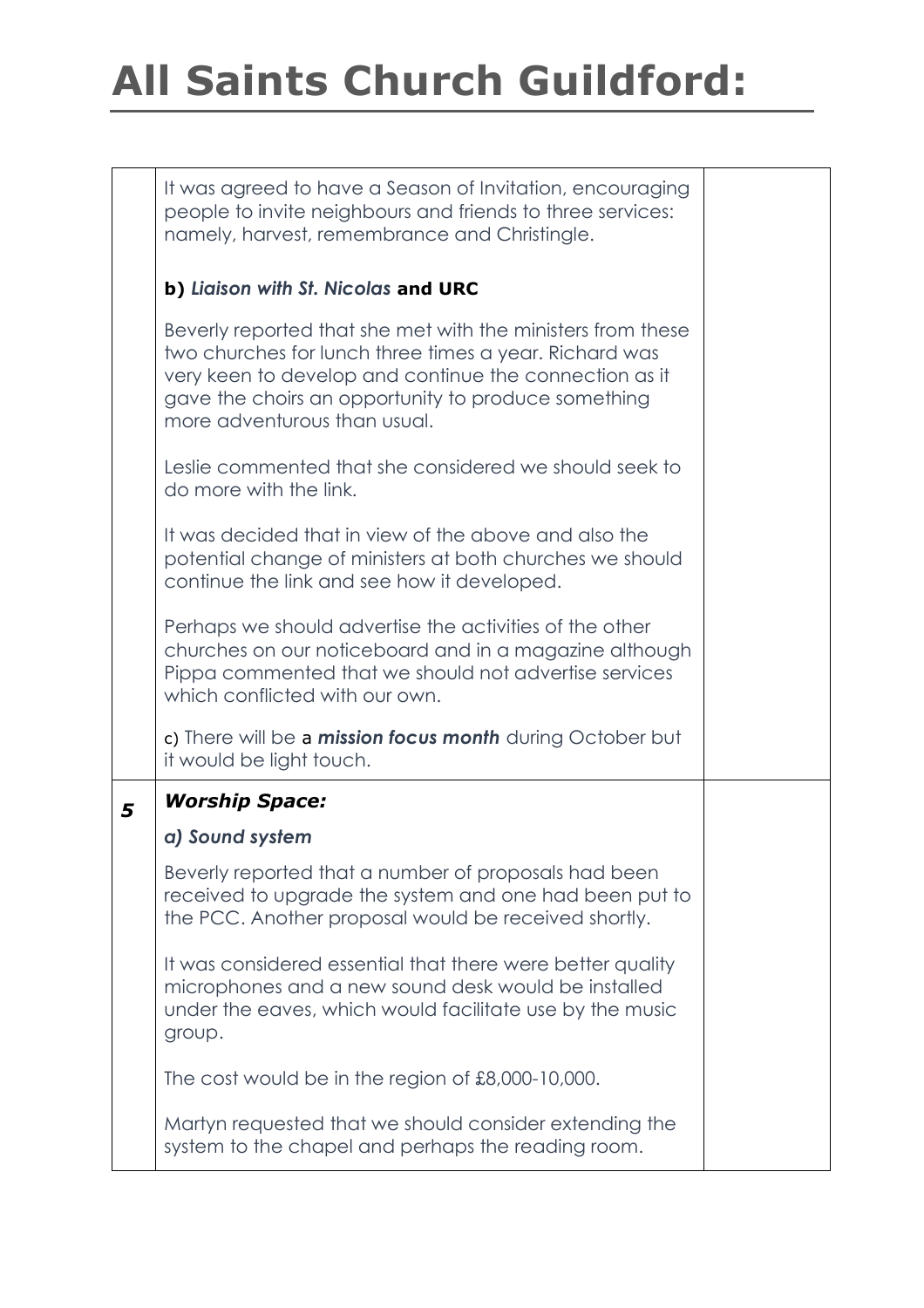# All Saints Church Guildford:

| | | |
|---|---|---|
| | It was agreed to have a Season of Invitation, encouraging people to invite neighbours and friends to three services: namely, harvest, remembrance and Christingle.<br><br>**b)** ***Liaison with St. Nicolas*** **and URC**<br><br>Beverly reported that she met with the ministers from these two churches for lunch three times a year. Richard was very keen to develop and continue the connection as it gave the choirs an opportunity to produce something more adventurous than usual.<br><br>Leslie commented that she considered we should seek to do more with the link.<br><br>It was decided that in view of the above and also the potential change of ministers at both churches we should continue the link and see how it developed.<br><br>Perhaps we should advertise the activities of the other churches on our noticeboard and in a magazine although Pippa commented that we should not advertise services which conflicted with our own.<br><br>c) There will be a ***mission focus month*** during October but it would be light touch. | |
| ***5*** | ***Worship Space:***<br><br>***a) Sound system***<br><br>Beverly reported that a number of proposals had been received to upgrade the system and one had been put to the PCC. Another proposal would be received shortly.<br><br>It was considered essential that there were better quality microphones and a new sound desk would be installed under the eaves, which would facilitate use by the music group.<br><br>The cost would be in the region of £8,000-10,000.<br><br>Martyn requested that we should consider extending the system to the chapel and perhaps the reading room. | |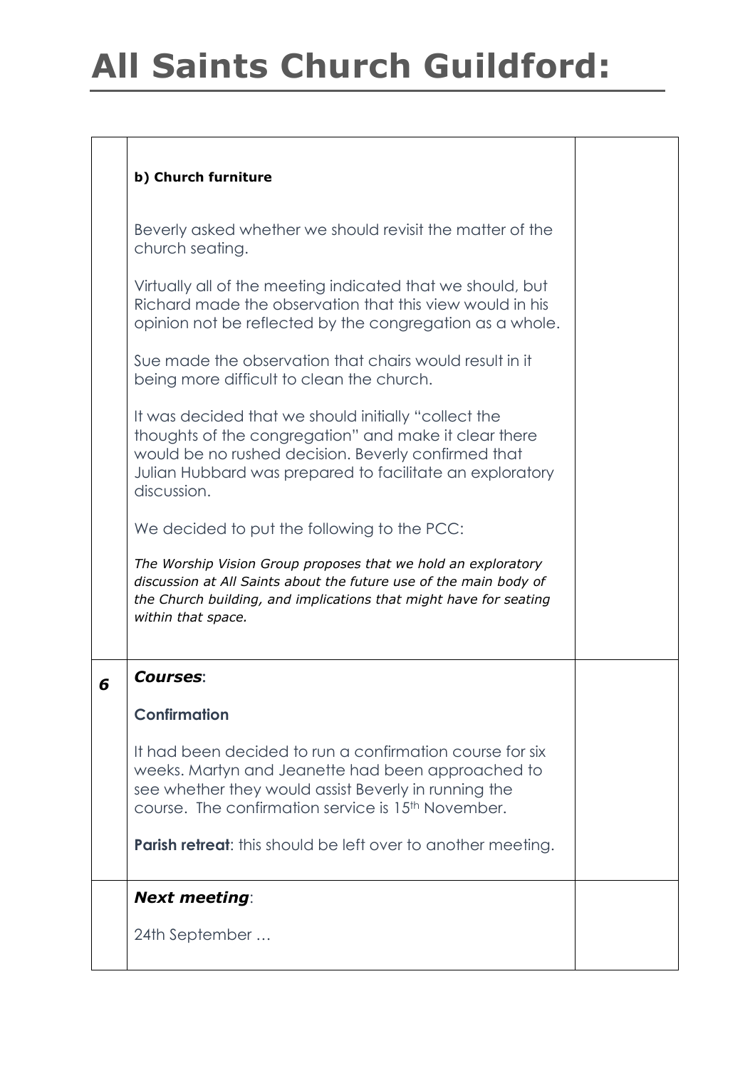# All Saints Church Guildford:

| | | |
|---|---|---|
| | **b) Church furniture**<br><br>Beverly asked whether we should revisit the matter of the church seating.<br><br>Virtually all of the meeting indicated that we should, but Richard made the observation that this view would in his opinion not be reflected by the congregation as a whole.<br><br>Sue made the observation that chairs would result in it being more difficult to clean the church.<br><br>It was decided that we should initially "collect the thoughts of the congregation" and make it clear there would be no rushed decision. Beverly confirmed that Julian Hubbard was prepared to facilitate an exploratory discussion.<br><br>We decided to put the following to the PCC:<br><br>*The Worship Vision Group proposes that we hold an exploratory discussion at All Saints about the future use of the main body of the Church building, and implications that might have for seating within that space.* | |
| ***6*** | ***Courses***:<br><br>**Confirmation**<br><br>It had been decided to run a confirmation course for six weeks. Martyn and Jeanette had been approached to see whether they would assist Beverly in running the course. The confirmation service is 15th November.<br><br>**Parish retreat**: this should be left over to another meeting. | |
| | ***Next meeting***:<br><br>24th September … | |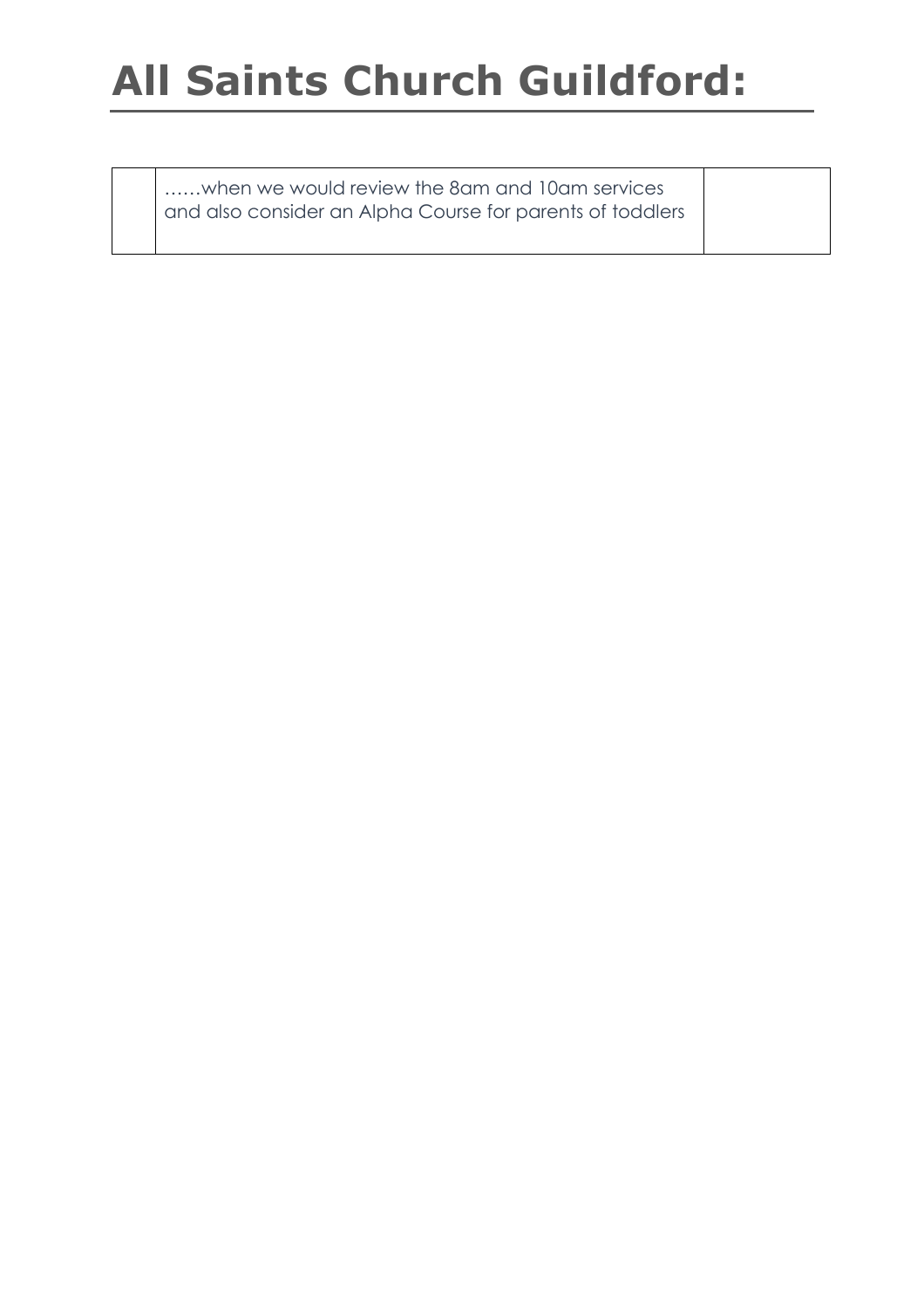# All Saints Church Guildford:

| | | |
|---|---|---|
| | ……when we would review the 8am and 10am services and also consider an Alpha Course for parents of toddlers | |